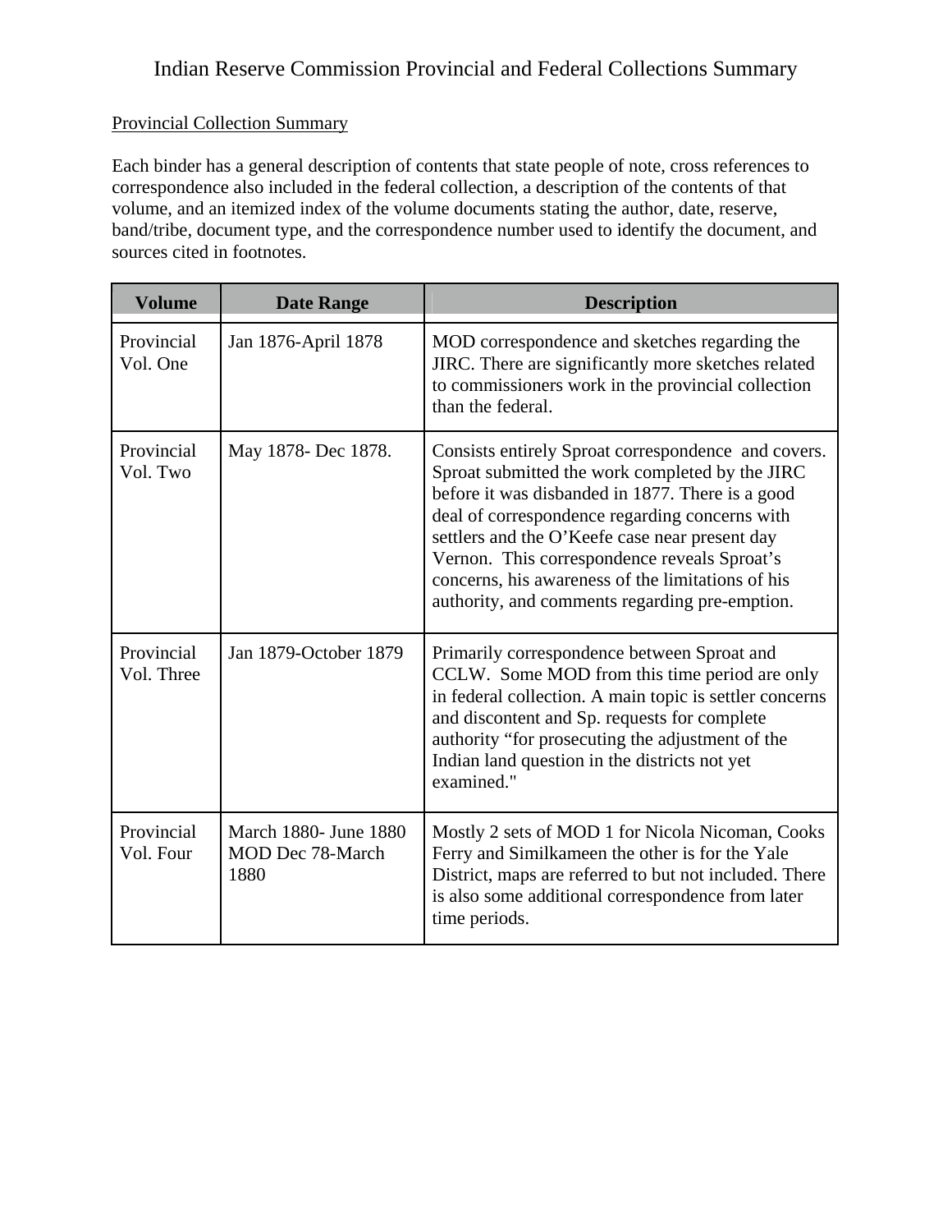# Indian Reserve Commission Provincial and Federal Collections Summary

## Provincial Collection Summary

Each binder has a general description of contents that state people of note, cross references to correspondence also included in the federal collection, a description of the contents of that volume, and an itemized index of the volume documents stating the author, date, reserve, band/tribe, document type, and the correspondence number used to identify the document, and sources cited in footnotes.

| Volume | Date Range | Description |
|---|---|---|
| Provincial Vol. One | Jan 1876-April 1878 | MOD correspondence and sketches regarding the JIRC. There are significantly more sketches related to commissioners work in the provincial collection than the federal. |
| Provincial Vol. Two | May 1878- Dec 1878. | Consists entirely Sproat correspondence and covers. Sproat submitted the work completed by the JIRC before it was disbanded in 1877. There is a good deal of correspondence regarding concerns with settlers and the O'Keefe case near present day Vernon. This correspondence reveals Sproat's concerns, his awareness of the limitations of his authority, and comments regarding pre-emption. |
| Provincial Vol. Three | Jan 1879-October 1879 | Primarily correspondence between Sproat and CCLW. Some MOD from this time period are only in federal collection. A main topic is settler concerns and discontent and Sp. requests for complete authority "for prosecuting the adjustment of the Indian land question in the districts not yet examined." |
| Provincial Vol. Four | March 1880- June 1880 MOD Dec 78-March 1880 | Mostly 2 sets of MOD 1 for Nicola Nicoman, Cooks Ferry and Similkameen the other is for the Yale District, maps are referred to but not included. There is also some additional correspondence from later time periods. |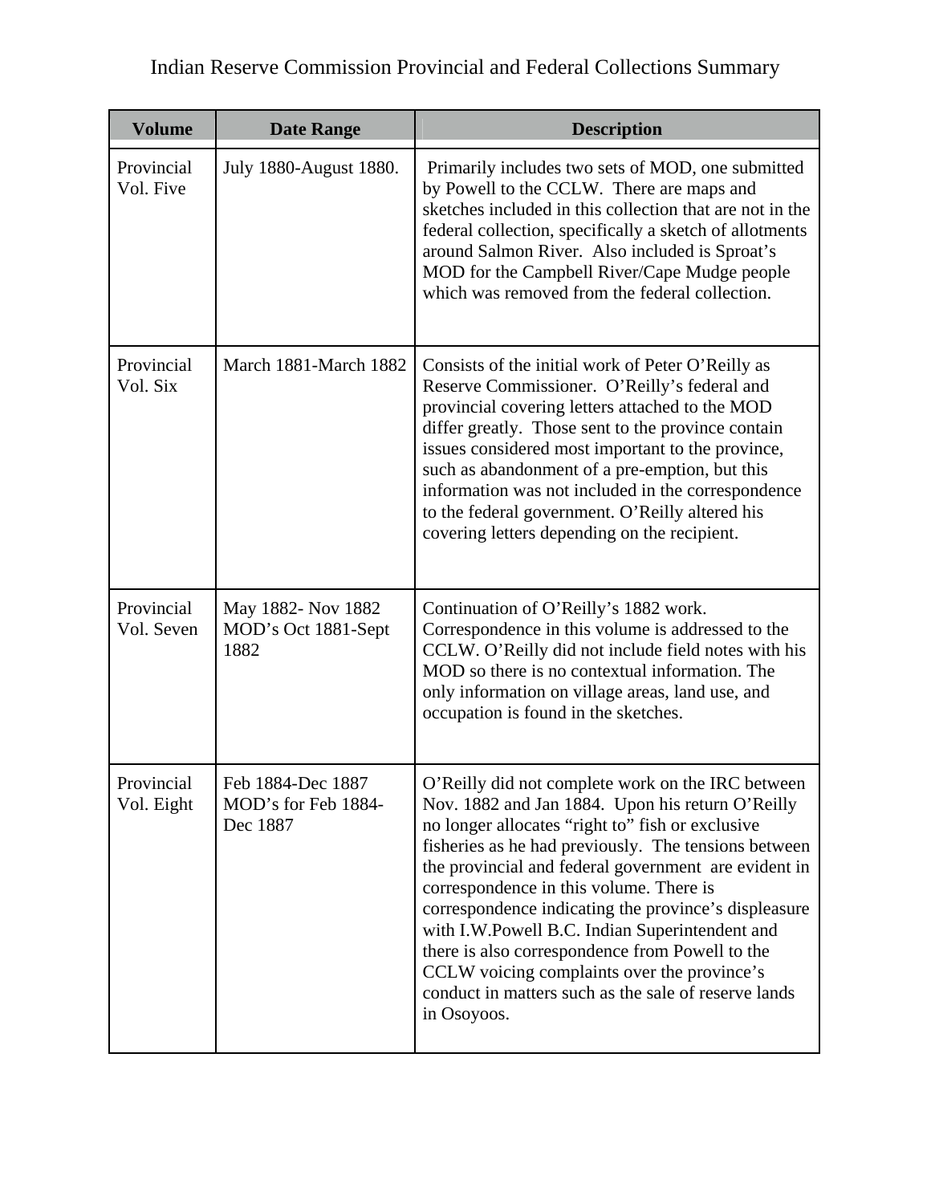Indian Reserve Commission Provincial and Federal Collections Summary

| Volume | Date Range | Description |
|---|---|---|
| Provincial Vol. Five | July 1880-August 1880. | Primarily includes two sets of MOD, one submitted by Powell to the CCLW. There are maps and sketches included in this collection that are not in the federal collection, specifically a sketch of allotments around Salmon River. Also included is Sproat's MOD for the Campbell River/Cape Mudge people which was removed from the federal collection. |
| Provincial Vol. Six | March 1881-March 1882 | Consists of the initial work of Peter O'Reilly as Reserve Commissioner. O'Reilly's federal and provincial covering letters attached to the MOD differ greatly. Those sent to the province contain issues considered most important to the province, such as abandonment of a pre-emption, but this information was not included in the correspondence to the federal government. O'Reilly altered his covering letters depending on the recipient. |
| Provincial Vol. Seven | May 1882- Nov 1882 MOD's Oct 1881-Sept 1882 | Continuation of O'Reilly's 1882 work. Correspondence in this volume is addressed to the CCLW. O'Reilly did not include field notes with his MOD so there is no contextual information. The only information on village areas, land use, and occupation is found in the sketches. |
| Provincial Vol. Eight | Feb 1884-Dec 1887 MOD's for Feb 1884-Dec 1887 | O'Reilly did not complete work on the IRC between Nov. 1882 and Jan 1884. Upon his return O'Reilly no longer allocates "right to" fish or exclusive fisheries as he had previously. The tensions between the provincial and federal government are evident in correspondence in this volume. There is correspondence indicating the province's displeasure with I.W.Powell B.C. Indian Superintendent and there is also correspondence from Powell to the CCLW voicing complaints over the province's conduct in matters such as the sale of reserve lands in Osoyoos. |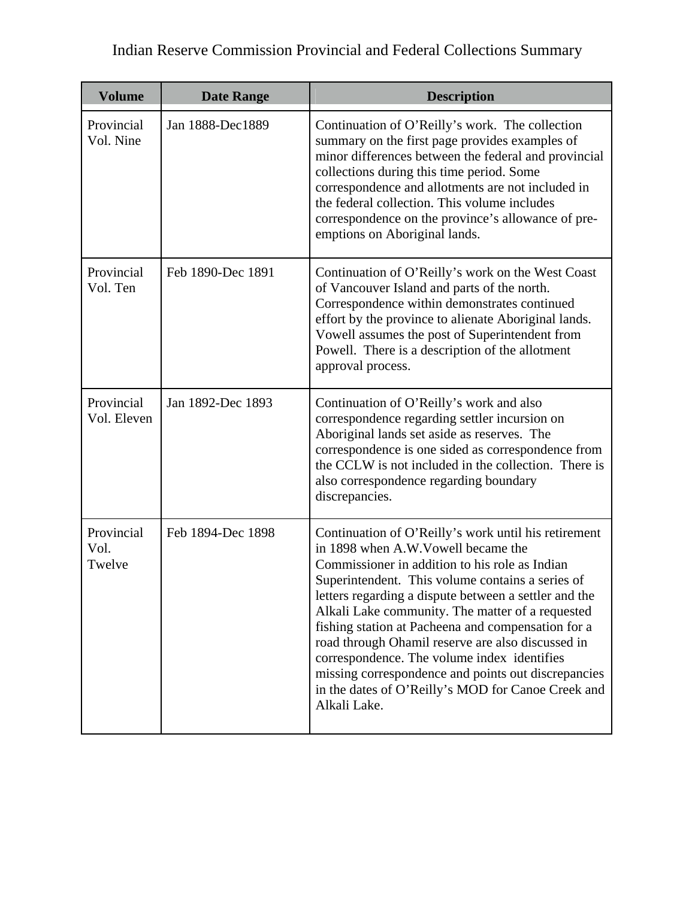Indian Reserve Commission Provincial and Federal Collections Summary

| Volume | Date Range | Description |
|---|---|---|
| Provincial Vol. Nine | Jan 1888-Dec1889 | Continuation of O'Reilly's work. The collection summary on the first page provides examples of minor differences between the federal and provincial collections during this time period. Some correspondence and allotments are not included in the federal collection. This volume includes correspondence on the province's allowance of pre-emptions on Aboriginal lands. |
| Provincial Vol. Ten | Feb 1890-Dec 1891 | Continuation of O'Reilly's work on the West Coast of Vancouver Island and parts of the north. Correspondence within demonstrates continued effort by the province to alienate Aboriginal lands. Vowell assumes the post of Superintendent from Powell. There is a description of the allotment approval process. |
| Provincial Vol. Eleven | Jan 1892-Dec 1893 | Continuation of O'Reilly's work and also correspondence regarding settler incursion on Aboriginal lands set aside as reserves. The correspondence is one sided as correspondence from the CCLW is not included in the collection. There is also correspondence regarding boundary discrepancies. |
| Provincial Vol. Twelve | Feb 1894-Dec 1898 | Continuation of O'Reilly's work until his retirement in 1898 when A.W.Vowell became the Commissioner in addition to his role as Indian Superintendent. This volume contains a series of letters regarding a dispute between a settler and the Alkali Lake community. The matter of a requested fishing station at Pacheena and compensation for a road through Ohamil reserve are also discussed in correspondence. The volume index identifies missing correspondence and points out discrepancies in the dates of O'Reilly's MOD for Canoe Creek and Alkali Lake. |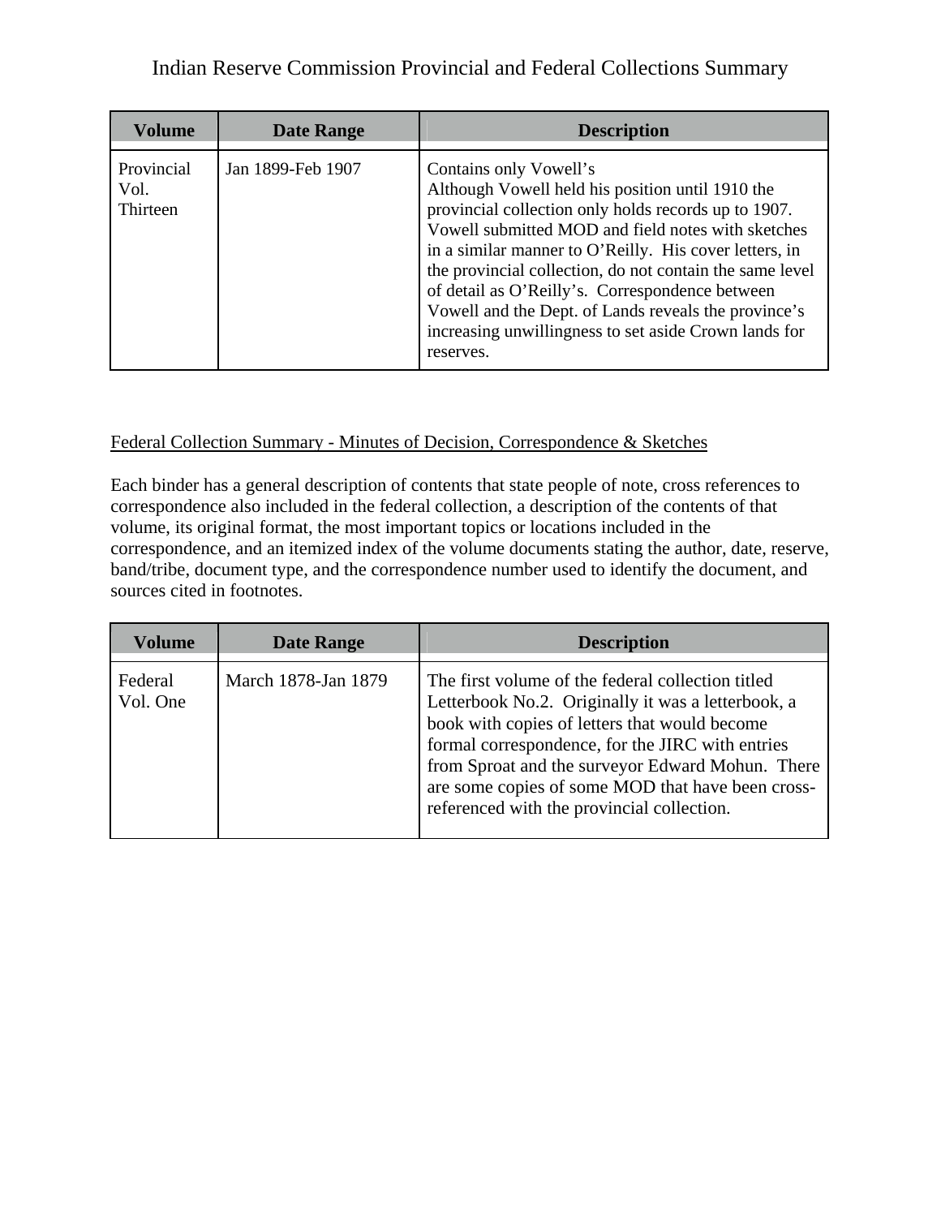Indian Reserve Commission Provincial and Federal Collections Summary

| Volume | Date Range | Description |
| --- | --- | --- |
| Provincial Vol. Thirteen | Jan 1899-Feb 1907 | Contains only Vowell's Although Vowell held his position until 1910 the provincial collection only holds records up to 1907. Vowell submitted MOD and field notes with sketches in a similar manner to O'Reilly. His cover letters, in the provincial collection, do not contain the same level of detail as O'Reilly's. Correspondence between Vowell and the Dept. of Lands reveals the province's increasing unwillingness to set aside Crown lands for reserves. |

Federal Collection Summary - Minutes of Decision, Correspondence & Sketches

Each binder has a general description of contents that state people of note, cross references to correspondence also included in the federal collection, a description of the contents of that volume, its original format, the most important topics or locations included in the correspondence, and an itemized index of the volume documents stating the author, date, reserve, band/tribe, document type, and the correspondence number used to identify the document, and sources cited in footnotes.

| Volume | Date Range | Description |
| --- | --- | --- |
| Federal Vol. One | March 1878-Jan 1879 | The first volume of the federal collection titled Letterbook No.2. Originally it was a letterbook, a book with copies of letters that would become formal correspondence, for the JIRC with entries from Sproat and the surveyor Edward Mohun. There are some copies of some MOD that have been cross-referenced with the provincial collection. |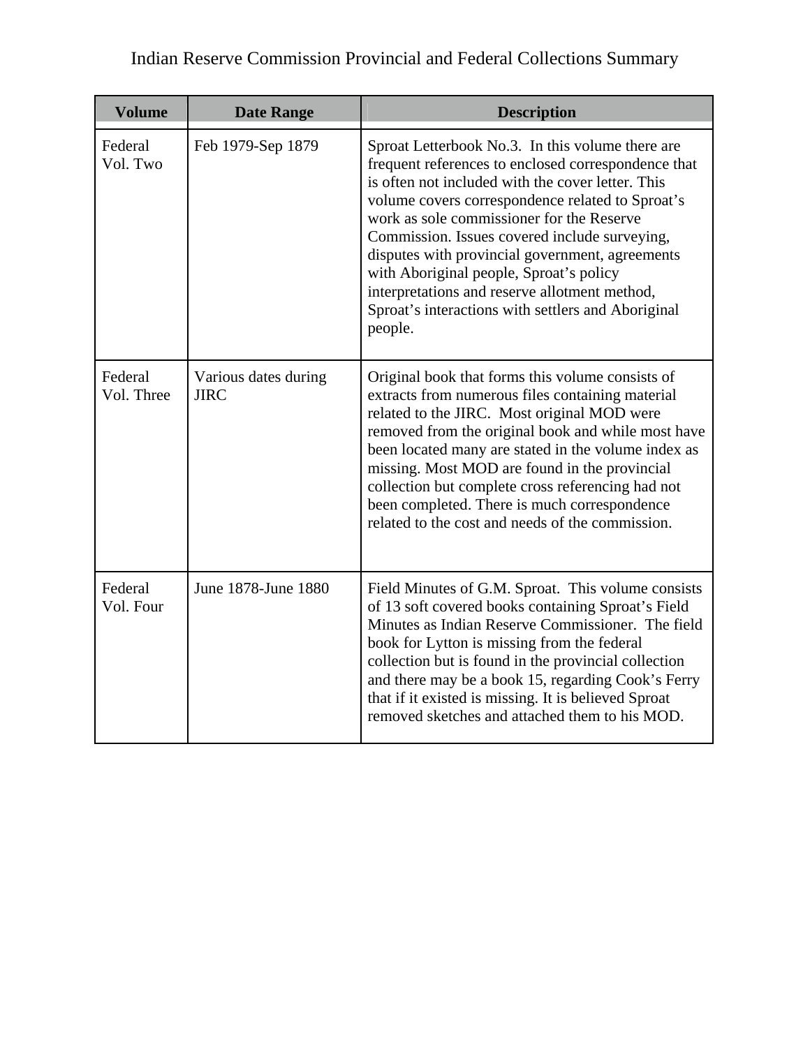Indian Reserve Commission Provincial and Federal Collections Summary

| Volume | Date Range | Description |
|---|---|---|
| Federal Vol. Two | Feb 1979-Sep 1879 | Sproat Letterbook No.3. In this volume there are frequent references to enclosed correspondence that is often not included with the cover letter. This volume covers correspondence related to Sproat's work as sole commissioner for the Reserve Commission. Issues covered include surveying, disputes with provincial government, agreements with Aboriginal people, Sproat's policy interpretations and reserve allotment method, Sproat's interactions with settlers and Aboriginal people. |
| Federal Vol. Three | Various dates during JIRC | Original book that forms this volume consists of extracts from numerous files containing material related to the JIRC. Most original MOD were removed from the original book and while most have been located many are stated in the volume index as missing. Most MOD are found in the provincial collection but complete cross referencing had not been completed. There is much correspondence related to the cost and needs of the commission. |
| Federal Vol. Four | June 1878-June 1880 | Field Minutes of G.M. Sproat. This volume consists of 13 soft covered books containing Sproat's Field Minutes as Indian Reserve Commissioner. The field book for Lytton is missing from the federal collection but is found in the provincial collection and there may be a book 15, regarding Cook's Ferry that if it existed is missing. It is believed Sproat removed sketches and attached them to his MOD. |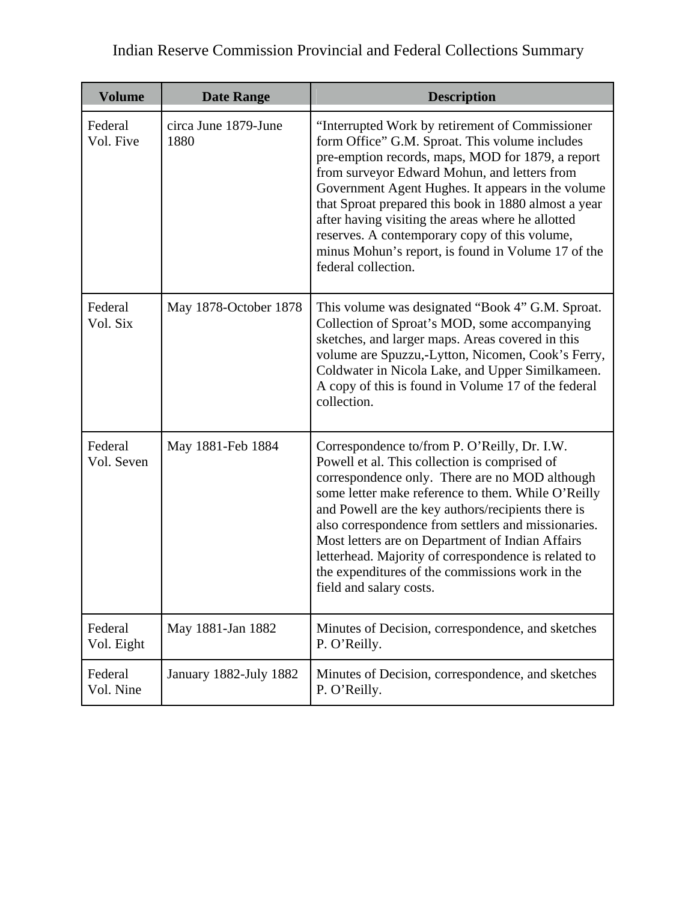Indian Reserve Commission Provincial and Federal Collections Summary

| Volume | Date Range | Description |
|---|---|---|
| Federal Vol. Five | circa June 1879-June 1880 | "Interrupted Work by retirement of Commissioner form Office" G.M. Sproat. This volume includes pre-emption records, maps, MOD for 1879, a report from surveyor Edward Mohun, and letters from Government Agent Hughes. It appears in the volume that Sproat prepared this book in 1880 almost a year after having visiting the areas where he allotted reserves. A contemporary copy of this volume, minus Mohun's report, is found in Volume 17 of the federal collection. |
| Federal Vol. Six | May 1878-October 1878 | This volume was designated "Book 4" G.M. Sproat. Collection of Sproat's MOD, some accompanying sketches, and larger maps. Areas covered in this volume are Spuzzu,-Lytton, Nicomen, Cook's Ferry, Coldwater in Nicola Lake, and Upper Similkameen. A copy of this is found in Volume 17 of the federal collection. |
| Federal Vol. Seven | May 1881-Feb 1884 | Correspondence to/from P. O'Reilly, Dr. I.W. Powell et al. This collection is comprised of correspondence only. There are no MOD although some letter make reference to them. While O'Reilly and Powell are the key authors/recipients there is also correspondence from settlers and missionaries. Most letters are on Department of Indian Affairs letterhead. Majority of correspondence is related to the expenditures of the commissions work in the field and salary costs. |
| Federal Vol. Eight | May 1881-Jan 1882 | Minutes of Decision, correspondence, and sketches P. O'Reilly. |
| Federal Vol. Nine | January 1882-July 1882 | Minutes of Decision, correspondence, and sketches P. O'Reilly. |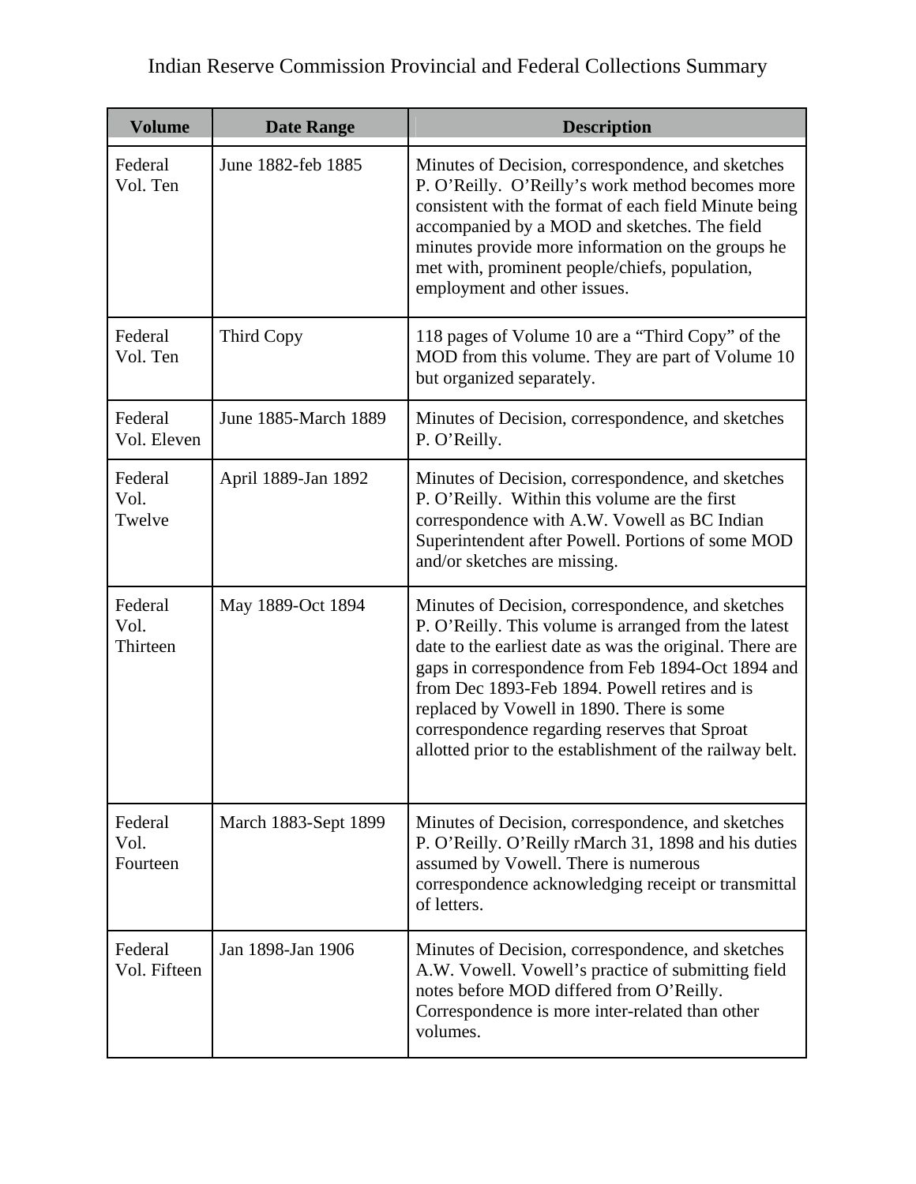Indian Reserve Commission Provincial and Federal Collections Summary

| Volume | Date Range | Description |
|---|---|---|
| Federal Vol. Ten | June 1882-feb 1885 | Minutes of Decision, correspondence, and sketches P. O'Reilly. O'Reilly's work method becomes more consistent with the format of each field Minute being accompanied by a MOD and sketches. The field minutes provide more information on the groups he met with, prominent people/chiefs, population, employment and other issues. |
| Federal Vol. Ten | Third Copy | 118 pages of Volume 10 are a "Third Copy" of the MOD from this volume. They are part of Volume 10 but organized separately. |
| Federal Vol. Eleven | June 1885-March 1889 | Minutes of Decision, correspondence, and sketches P. O'Reilly. |
| Federal Vol. Twelve | April 1889-Jan 1892 | Minutes of Decision, correspondence, and sketches P. O'Reilly. Within this volume are the first correspondence with A.W. Vowell as BC Indian Superintendent after Powell. Portions of some MOD and/or sketches are missing. |
| Federal Vol. Thirteen | May 1889-Oct 1894 | Minutes of Decision, correspondence, and sketches P. O'Reilly. This volume is arranged from the latest date to the earliest date as was the original. There are gaps in correspondence from Feb 1894-Oct 1894 and from Dec 1893-Feb 1894. Powell retires and is replaced by Vowell in 1890. There is some correspondence regarding reserves that Sproat allotted prior to the establishment of the railway belt. |
| Federal Vol. Fourteen | March 1883-Sept 1899 | Minutes of Decision, correspondence, and sketches P. O'Reilly. O'Reilly rMarch 31, 1898 and his duties assumed by Vowell. There is numerous correspondence acknowledging receipt or transmittal of letters. |
| Federal Vol. Fifteen | Jan 1898-Jan 1906 | Minutes of Decision, correspondence, and sketches A.W. Vowell. Vowell's practice of submitting field notes before MOD differed from O'Reilly. Correspondence is more inter-related than other volumes. |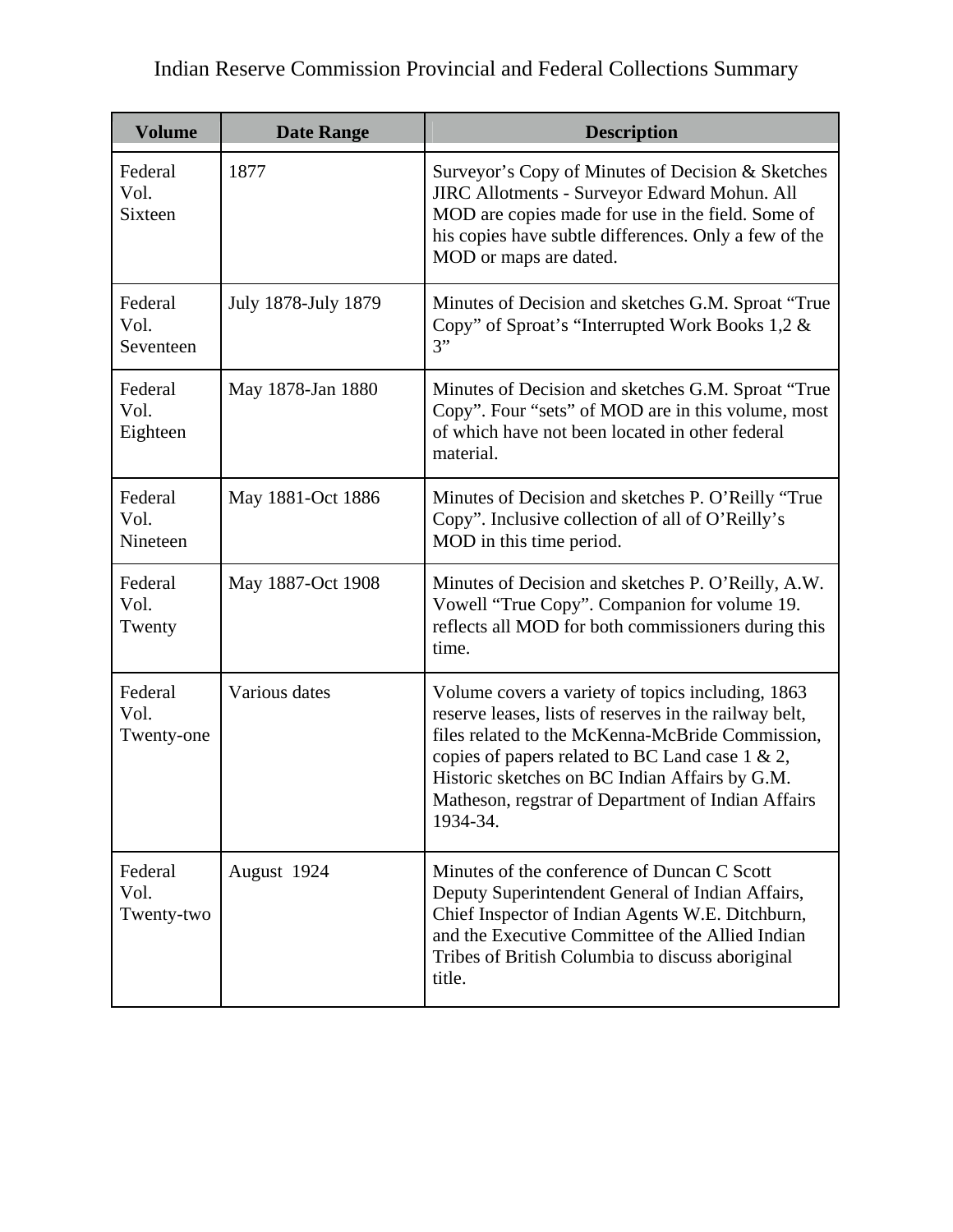Indian Reserve Commission Provincial and Federal Collections Summary

| Volume | Date Range | Description |
|---|---|---|
| Federal Vol. Sixteen | 1877 | Surveyor's Copy of Minutes of Decision & Sketches JIRC Allotments - Surveyor Edward Mohun. All MOD are copies made for use in the field. Some of his copies have subtle differences. Only a few of the MOD or maps are dated. |
| Federal Vol. Seventeen | July 1878-July 1879 | Minutes of Decision and sketches G.M. Sproat "True Copy" of Sproat's "Interrupted Work Books 1,2 & 3" |
| Federal Vol. Eighteen | May 1878-Jan 1880 | Minutes of Decision and sketches G.M. Sproat "True Copy". Four "sets" of MOD are in this volume, most of which have not been located in other federal material. |
| Federal Vol. Nineteen | May 1881-Oct 1886 | Minutes of Decision and sketches P. O'Reilly "True Copy". Inclusive collection of all of O'Reilly's MOD in this time period. |
| Federal Vol. Twenty | May 1887-Oct 1908 | Minutes of Decision and sketches P. O'Reilly, A.W. Vowell "True Copy". Companion for volume 19. reflects all MOD for both commissioners during this time. |
| Federal Vol. Twenty-one | Various dates | Volume covers a variety of topics including, 1863 reserve leases, lists of reserves in the railway belt, files related to the McKenna-McBride Commission, copies of papers related to BC Land case 1 & 2, Historic sketches on BC Indian Affairs by G.M. Matheson, regstrar of Department of Indian Affairs 1934-34. |
| Federal Vol. Twenty-two | August 1924 | Minutes of the conference of Duncan C Scott Deputy Superintendent General of Indian Affairs, Chief Inspector of Indian Agents W.E. Ditchburn, and the Executive Committee of the Allied Indian Tribes of British Columbia to discuss aboriginal title. |